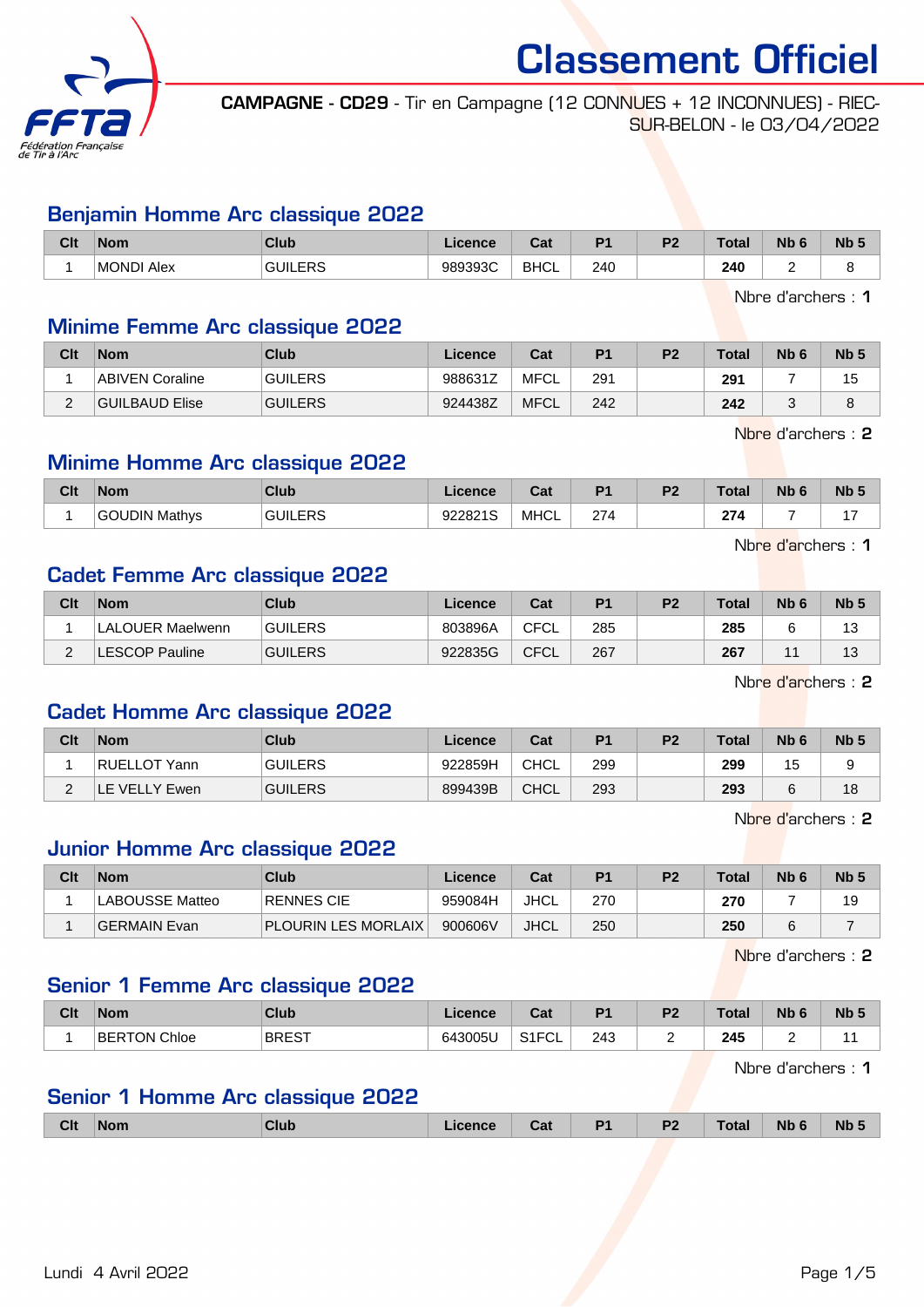# Classement Officiel

**CAMPAGNE - CD29** - Tir en Campagne (12 CONNUES + 12 INCONNUES) - RIEC-SUR-BELON - le 03/04/2022

## Benjamin Homme Arc classique 2022

| Clt | Nom | Club | Licence | Cat | P1 | P2 | Total | Nb 6 | Nb 5 |
|---|---|---|---|---|---|---|---|---|---|
| 1 | MONDI Alex | GUILERS | 989393C | BHCL | 240 | | **240** | 2 | 8 |

Nbre d'archers : **1**

## Minime Femme Arc classique 2022

| Clt | Nom | Club | Licence | Cat | P1 | P2 | Total | Nb 6 | Nb 5 |
|---|---|---|---|---|---|---|---|---|---|
| 1 | ABIVEN Coraline | GUILERS | 988631Z | MFCL | 291 | | **291** | 7 | 15 |
| 2 | GUILBAUD Elise | GUILERS | 924438Z | MFCL | 242 | | **242** | 3 | 8 |

Nbre d'archers : **2**

## Minime Homme Arc classique 2022

| Clt | Nom | Club | Licence | Cat | P1 | P2 | Total | Nb 6 | Nb 5 |
|---|---|---|---|---|---|---|---|---|---|
| 1 | GOUDIN Mathys | GUILERS | 922821S | MHCL | 274 | | **274** | 7 | 17 |

Nbre d'archers : **1**

## Cadet Femme Arc classique 2022

| Clt | Nom | Club | Licence | Cat | P1 | P2 | Total | Nb 6 | Nb 5 |
|---|---|---|---|---|---|---|---|---|---|
| 1 | LALOUER Maelwenn | GUILERS | 803896A | CFCL | 285 | | **285** | 6 | 13 |
| 2 | LESCOP Pauline | GUILERS | 922835G | CFCL | 267 | | **267** | 11 | 13 |

Nbre d'archers : **2**

## Cadet Homme Arc classique 2022

| Clt | Nom | Club | Licence | Cat | P1 | P2 | Total | Nb 6 | Nb 5 |
|---|---|---|---|---|---|---|---|---|---|
| 1 | RUELLOT Yann | GUILERS | 922859H | CHCL | 299 | | **299** | 15 | 9 |
| 2 | LE VELLY Ewen | GUILERS | 899439B | CHCL | 293 | | **293** | 6 | 18 |

Nbre d'archers : **2**

## Junior Homme Arc classique 2022

| Clt | Nom | Club | Licence | Cat | P1 | P2 | Total | Nb 6 | Nb 5 |
|---|---|---|---|---|---|---|---|---|---|
| 1 | LABOUSSE Matteo | RENNES CIE | 959084H | JHCL | 270 | | **270** | 7 | 19 |
| 1 | GERMAIN Evan | PLOURIN LES MORLAIX | 900606V | JHCL | 250 | | **250** | 6 | 7 |

Nbre d'archers : **2**

## Senior 1 Femme Arc classique 2022

| Clt | Nom | Club | Licence | Cat | P1 | P2 | Total | Nb 6 | Nb 5 |
|---|---|---|---|---|---|---|---|---|---|
| 1 | BERTON Chloe | BREST | 643005U | S1FCL | 243 | 2 | **245** | 2 | 11 |

Nbre d'archers : **1**

## Senior 1 Homme Arc classique 2022

| Clt | Nom | Club | Licence | Cat | P1 | P2 | Total | Nb 6 | Nb 5 |
|---|---|---|---|---|---|---|---|---|---|

Lundi 4 Avril 2022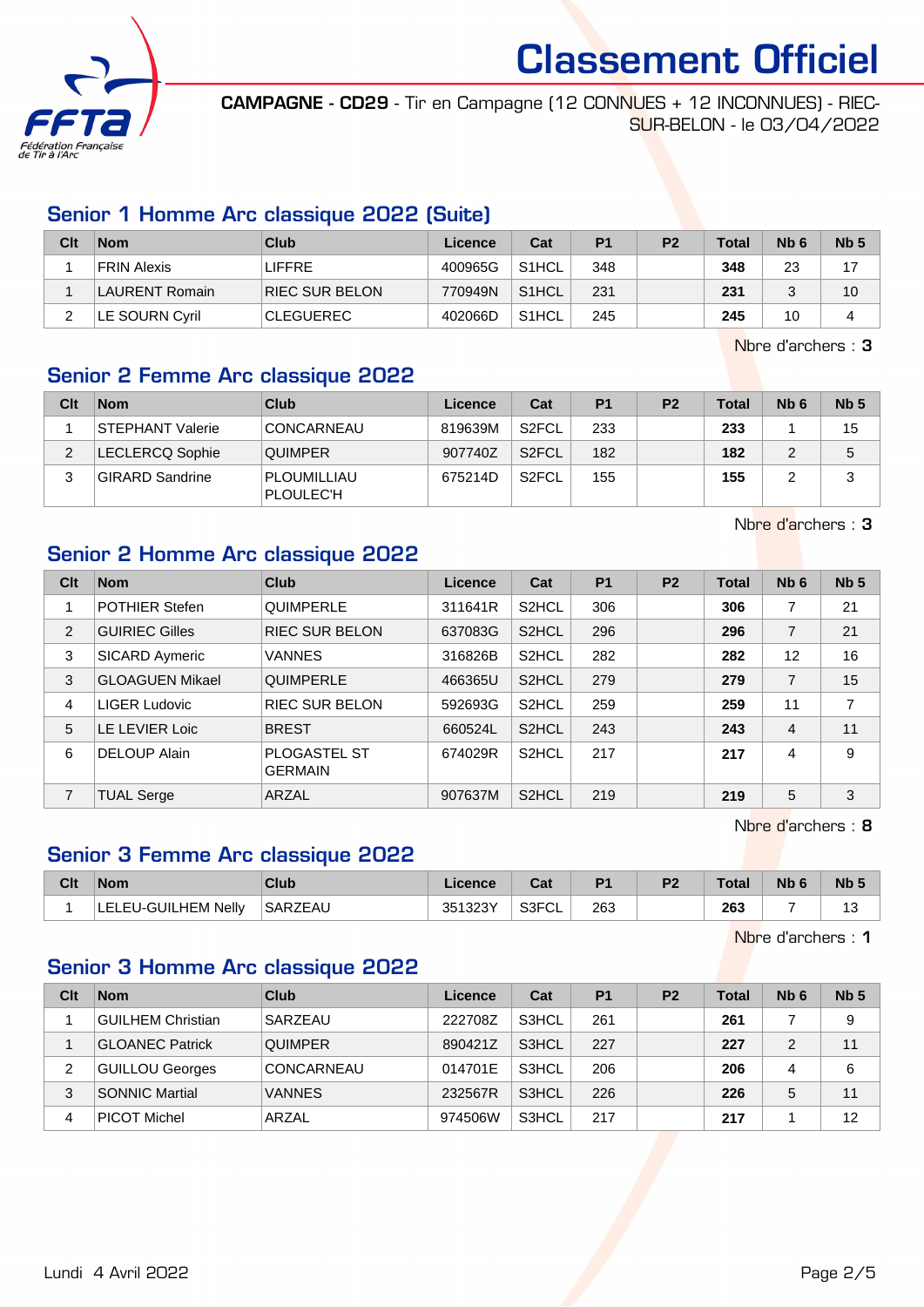# Classement Officiel

**CAMPAGNE - CD29** - Tir en Campagne (12 CONNUES + 12 INCONNUES) - RIEC-SUR-BELON - le 03/04/2022

## Senior 1 Homme Arc classique 2022 (Suite)

| Clt | Nom | Club | Licence | Cat | P1 | P2 | Total | Nb 6 | Nb 5 |
|---|---|---|---|---|---|---|---|---|---|
| 1 | FRIN Alexis | LIFFRE | 400965G | S1HCL | 348 | | **348** | 23 | 17 |
| 1 | LAURENT Romain | RIEC SUR BELON | 770949N | S1HCL | 231 | | **231** | 3 | 10 |
| 2 | LE SOURN Cyril | CLEGUEREC | 402066D | S1HCL | 245 | | **245** | 10 | 4 |

Nbre d'archers : **3**

## Senior 2 Femme Arc classique 2022

| Clt | Nom | Club | Licence | Cat | P1 | P2 | Total | Nb 6 | Nb 5 |
|---|---|---|---|---|---|---|---|---|---|
| 1 | STEPHANT Valerie | CONCARNEAU | 819639M | S2FCL | 233 | | **233** | 1 | 15 |
| 2 | LECLERCQ Sophie | QUIMPER | 907740Z | S2FCL | 182 | | **182** | 2 | 5 |
| 3 | GIRARD Sandrine | PLOUMILLIAU PLOULEC'H | 675214D | S2FCL | 155 | | **155** | 2 | 3 |

Nbre d'archers : **3**

## Senior 2 Homme Arc classique 2022

| Clt | Nom | Club | Licence | Cat | P1 | P2 | Total | Nb 6 | Nb 5 |
|---|---|---|---|---|---|---|---|---|---|
| 1 | POTHIER Stefen | QUIMPERLE | 311641R | S2HCL | 306 | | **306** | 7 | 21 |
| 2 | GUIRIEC Gilles | RIEC SUR BELON | 637083G | S2HCL | 296 | | **296** | 7 | 21 |
| 3 | SICARD Aymeric | VANNES | 316826B | S2HCL | 282 | | **282** | 12 | 16 |
| 3 | GLOAGUEN Mikael | QUIMPERLE | 466365U | S2HCL | 279 | | **279** | 7 | 15 |
| 4 | LIGER Ludovic | RIEC SUR BELON | 592693G | S2HCL | 259 | | **259** | 11 | 7 |
| 5 | LE LEVIER Loic | BREST | 660524L | S2HCL | 243 | | **243** | 4 | 11 |
| 6 | DELOUP Alain | PLOGASTEL ST GERMAIN | 674029R | S2HCL | 217 | | **217** | 4 | 9 |
| 7 | TUAL Serge | ARZAL | 907637M | S2HCL | 219 | | **219** | 5 | 3 |

Nbre d'archers : **8**

## Senior 3 Femme Arc classique 2022

| Clt | Nom | Club | Licence | Cat | P1 | P2 | Total | Nb 6 | Nb 5 |
|---|---|---|---|---|---|---|---|---|---|
| 1 | LELEU-GUILHEM Nelly | SARZEAU | 351323Y | S3FCL | 263 | | **263** | 7 | 13 |

Nbre d'archers : **1**

## Senior 3 Homme Arc classique 2022

| Clt | Nom | Club | Licence | Cat | P1 | P2 | Total | Nb 6 | Nb 5 |
|---|---|---|---|---|---|---|---|---|---|
| 1 | GUILHEM Christian | SARZEAU | 222708Z | S3HCL | 261 | | **261** | 7 | 9 |
| 1 | GLOANEC Patrick | QUIMPER | 890421Z | S3HCL | 227 | | **227** | 2 | 11 |
| 2 | GUILLOU Georges | CONCARNEAU | 014701E | S3HCL | 206 | | **206** | 4 | 6 |
| 3 | SONNIC Martial | VANNES | 232567R | S3HCL | 226 | | **226** | 5 | 11 |
| 4 | PICOT Michel | ARZAL | 974506W | S3HCL | 217 | | **217** | 1 | 12 |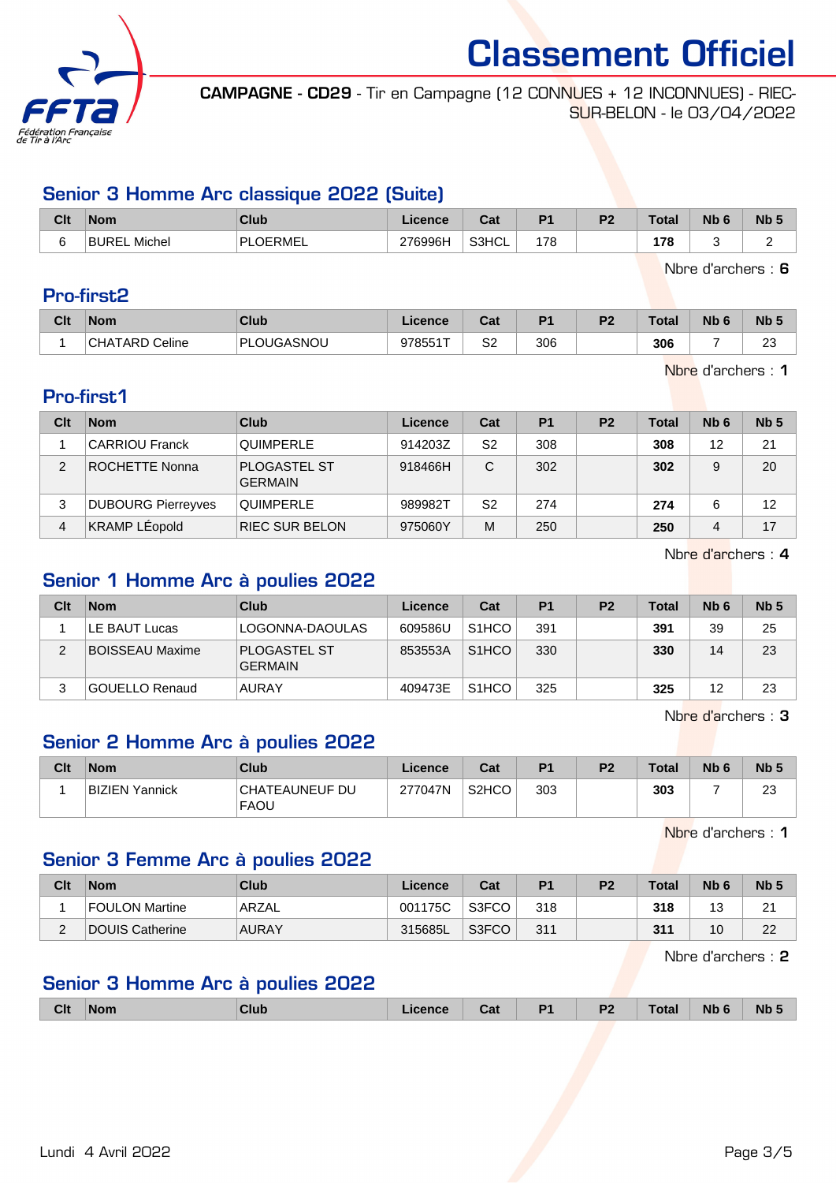# Classement Officiel

**CAMPAGNE - CD29** - Tir en Campagne (12 CONNUES + 12 INCONNUES) - RIEC-SUR-BELON - le 03/04/2022

## Senior 3 Homme Arc classique 2022 (Suite)

| Clt | Nom | Club | Licence | Cat | P1 | P2 | Total | Nb 6 | Nb 5 |
|---|---|---|---|---|---|---|---|---|---|
| 6 | BUREL Michel | PLOERMEL | 276996H | S3HCL | 178 | | **178** | 3 | 2 |

Nbre d'archers : **6**

## Pro-first2

| Clt | Nom | Club | Licence | Cat | P1 | P2 | Total | Nb 6 | Nb 5 |
|---|---|---|---|---|---|---|---|---|---|
| 1 | CHATARD Celine | PLOUGASNOU | 978551T | S2 | 306 | | **306** | 7 | 23 |

Nbre d'archers : **1**

## Pro-first1

| Clt | Nom | Club | Licence | Cat | P1 | P2 | Total | Nb 6 | Nb 5 |
|---|---|---|---|---|---|---|---|---|---|
| 1 | CARRIOU Franck | QUIMPERLE | 914203Z | S2 | 308 | | **308** | 12 | 21 |
| 2 | ROCHETTE Nonna | PLOGASTEL ST GERMAIN | 918466H | C | 302 | | **302** | 9 | 20 |
| 3 | DUBOURG Pierreyves | QUIMPERLE | 989982T | S2 | 274 | | **274** | 6 | 12 |
| 4 | KRAMP LÉopold | RIEC SUR BELON | 975060Y | M | 250 | | **250** | 4 | 17 |

Nbre d'archers : **4**

## Senior 1 Homme Arc à poulies 2022

| Clt | Nom | Club | Licence | Cat | P1 | P2 | Total | Nb 6 | Nb 5 |
|---|---|---|---|---|---|---|---|---|---|
| 1 | LE BAUT Lucas | LOGONNA-DAOULAS | 609586U | S1HCO | 391 | | **391** | 39 | 25 |
| 2 | BOISSEAU Maxime | PLOGASTEL ST GERMAIN | 853553A | S1HCO | 330 | | **330** | 14 | 23 |
| 3 | GOUELLO Renaud | AURAY | 409473E | S1HCO | 325 | | **325** | 12 | 23 |

Nbre d'archers : **3**

## Senior 2 Homme Arc à poulies 2022

| Clt | Nom | Club | Licence | Cat | P1 | P2 | Total | Nb 6 | Nb 5 |
|---|---|---|---|---|---|---|---|---|---|
| 1 | BIZIEN Yannick | CHATEAUNEUF DU FAOU | 277047N | S2HCO | 303 | | **303** | 7 | 23 |

Nbre d'archers : **1**

## Senior 3 Femme Arc à poulies 2022

| Clt | Nom | Club | Licence | Cat | P1 | P2 | Total | Nb 6 | Nb 5 |
|---|---|---|---|---|---|---|---|---|---|
| 1 | FOULON Martine | ARZAL | 001175C | S3FCO | 318 | | **318** | 13 | 21 |
| 2 | DOUIS Catherine | AURAY | 315685L | S3FCO | 311 | | **311** | 10 | 22 |

Nbre d'archers : **2**

## Senior 3 Homme Arc à poulies 2022

| Clt | Nom | Club | Licence | Cat | P1 | P2 | Total | Nb 6 | Nb 5 |
|---|---|---|---|---|---|---|---|---|---|

Lundi 4 Avril 2022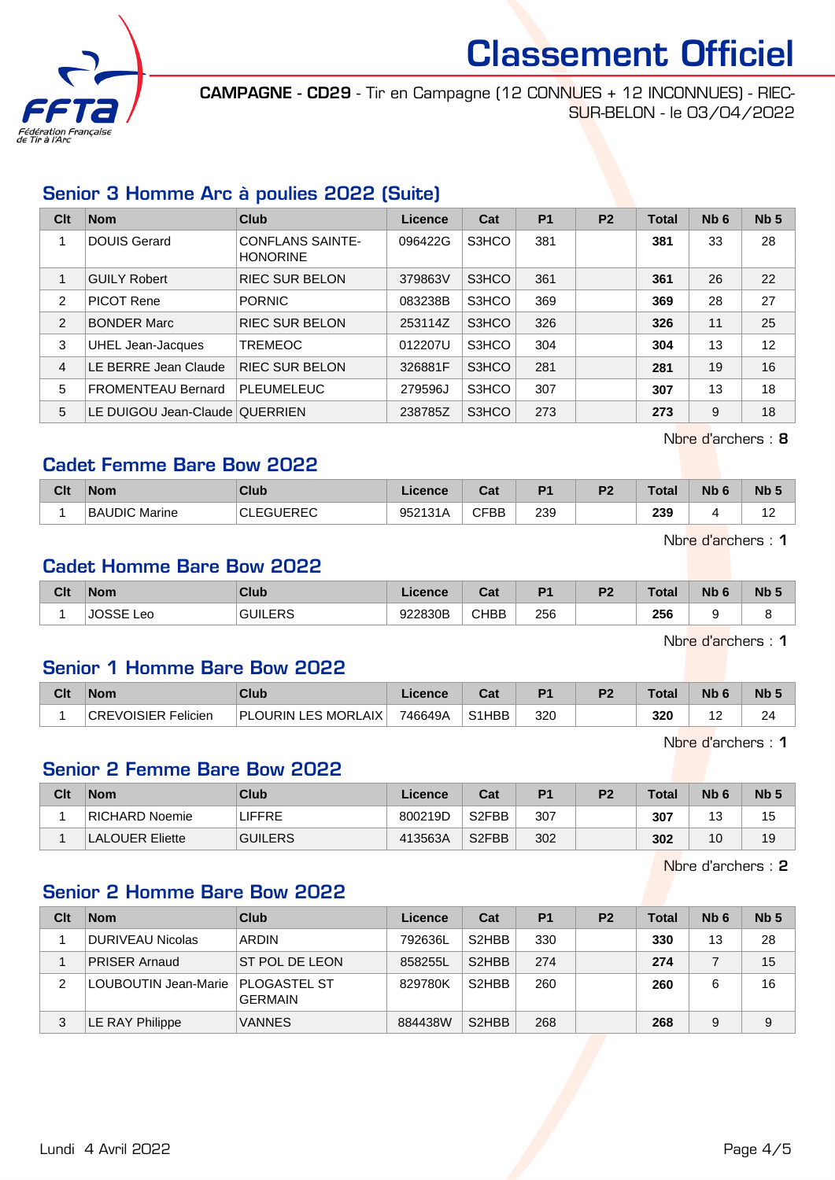# Classement Officiel

**CAMPAGNE - CD29** - Tir en Campagne (12 CONNUES + 12 INCONNUES) - RIEC-SUR-BELON - le 03/04/2022

## Senior 3 Homme Arc à poulies 2022 (Suite)

| Clt | Nom | Club | Licence | Cat | P1 | P2 | Total | Nb 6 | Nb 5 |
|---|---|---|---|---|---|---|---|---|---|
| 1 | DOUIS Gerard | CONFLANS SAINTE-HONORINE | 096422G | S3HCO | 381 | | **381** | 33 | 28 |
| 1 | GUILY Robert | RIEC SUR BELON | 379863V | S3HCO | 361 | | **361** | 26 | 22 |
| 2 | PICOT Rene | PORNIC | 083238B | S3HCO | 369 | | **369** | 28 | 27 |
| 2 | BONDER Marc | RIEC SUR BELON | 253114Z | S3HCO | 326 | | **326** | 11 | 25 |
| 3 | UHEL Jean-Jacques | TREMEOC | 012207U | S3HCO | 304 | | **304** | 13 | 12 |
| 4 | LE BERRE Jean Claude | RIEC SUR BELON | 326881F | S3HCO | 281 | | **281** | 19 | 16 |
| 5 | FROMENTEAU Bernard | PLEUMELEUC | 279596J | S3HCO | 307 | | **307** | 13 | 18 |
| 5 | LE DUIGOU Jean-Claude | QUERRIEN | 238785Z | S3HCO | 273 | | **273** | 9 | 18 |

Nbre d'archers : **8**

## Cadet Femme Bare Bow 2022

| Clt | Nom | Club | Licence | Cat | P1 | P2 | Total | Nb 6 | Nb 5 |
|---|---|---|---|---|---|---|---|---|---|
| 1 | BAUDIC Marine | CLEGUEREC | 952131A | CFBB | 239 | | **239** | 4 | 12 |

Nbre d'archers : **1**

## Cadet Homme Bare Bow 2022

| Clt | Nom | Club | Licence | Cat | P1 | P2 | Total | Nb 6 | Nb 5 |
|---|---|---|---|---|---|---|---|---|---|
| 1 | JOSSE Leo | GUILERS | 922830B | CHBB | 256 | | **256** | 9 | 8 |

Nbre d'archers : **1**

## Senior 1 Homme Bare Bow 2022

| Clt | Nom | Club | Licence | Cat | P1 | P2 | Total | Nb 6 | Nb 5 |
|---|---|---|---|---|---|---|---|---|---|
| 1 | CREVOISIER Felicien | PLOURIN LES MORLAIX | 746649A | S1HBB | 320 | | **320** | 12 | 24 |

Nbre d'archers : **1**

## Senior 2 Femme Bare Bow 2022

| Clt | Nom | Club | Licence | Cat | P1 | P2 | Total | Nb 6 | Nb 5 |
|---|---|---|---|---|---|---|---|---|---|
| 1 | RICHARD Noemie | LIFFRE | 800219D | S2FBB | 307 | | **307** | 13 | 15 |
| 1 | LALOUER Eliette | GUILERS | 413563A | S2FBB | 302 | | **302** | 10 | 19 |

Nbre d'archers : **2**

## Senior 2 Homme Bare Bow 2022

| Clt | Nom | Club | Licence | Cat | P1 | P2 | Total | Nb 6 | Nb 5 |
|---|---|---|---|---|---|---|---|---|---|
| 1 | DURIVEAU Nicolas | ARDIN | 792636L | S2HBB | 330 | | **330** | 13 | 28 |
| 1 | PRISER Arnaud | ST POL DE LEON | 858255L | S2HBB | 274 | | **274** | 7 | 15 |
| 2 | LOUBOUTIN Jean-Marie | PLOGASTEL ST GERMAIN | 829780K | S2HBB | 260 | | **260** | 6 | 16 |
| 3 | LE RAY Philippe | VANNES | 884438W | S2HBB | 268 | | **268** | 9 | 9 |

Lundi 4 Avril 2022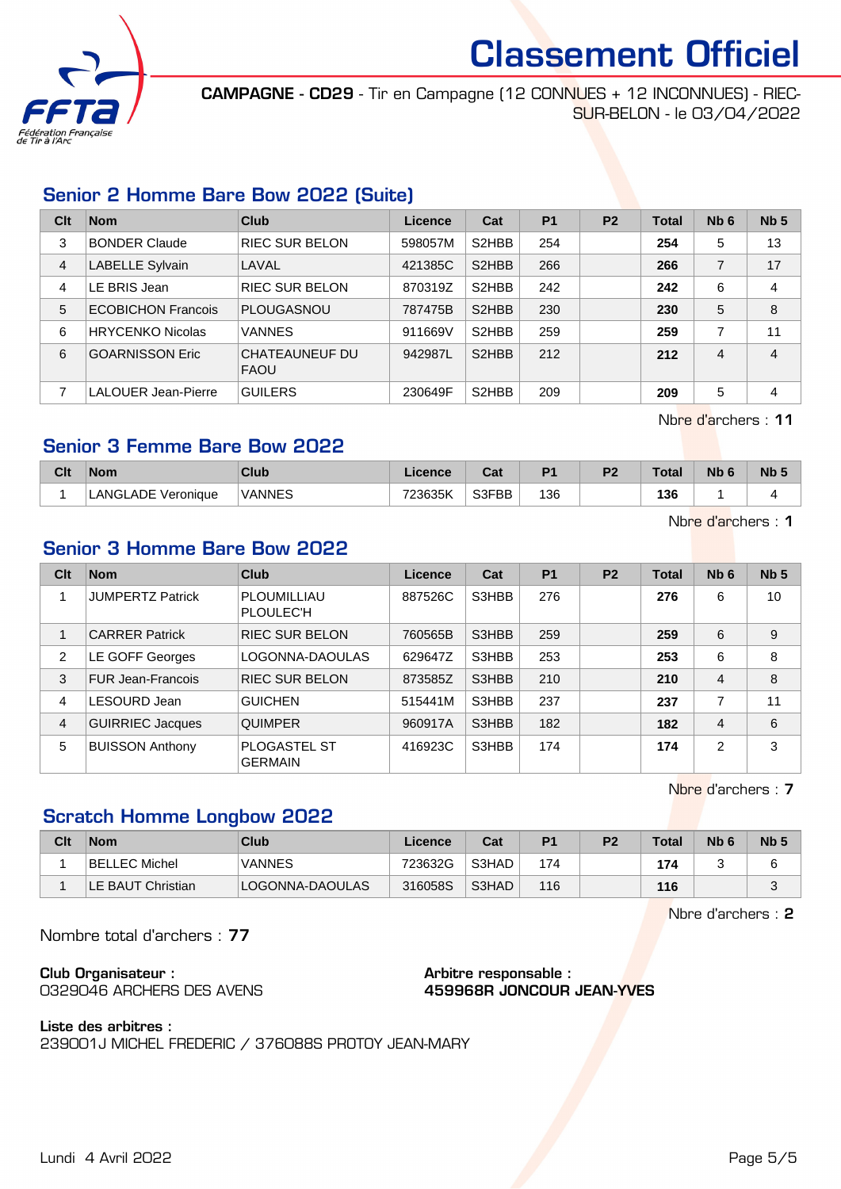# Classement Officiel

**CAMPAGNE - CD29** - Tir en Campagne (12 CONNUES + 12 INCONNUES) - RIEC-SUR-BELON - le 03/04/2022

## Senior 2 Homme Bare Bow 2022 (Suite)

| Clt | Nom | Club | Licence | Cat | P1 | P2 | Total | Nb 6 | Nb 5 |
|---|---|---|---|---|---|---|---|---|---|
| 3 | BONDER Claude | RIEC SUR BELON | 598057M | S2HBB | 254 | | **254** | 5 | 13 |
| 4 | LABELLE Sylvain | LAVAL | 421385C | S2HBB | 266 | | **266** | 7 | 17 |
| 4 | LE BRIS Jean | RIEC SUR BELON | 870319Z | S2HBB | 242 | | **242** | 6 | 4 |
| 5 | ECOBICHON Francois | PLOUGASNOU | 787475B | S2HBB | 230 | | **230** | 5 | 8 |
| 6 | HRYCENKO Nicolas | VANNES | 911669V | S2HBB | 259 | | **259** | 7 | 11 |
| 6 | GOARNISSON Eric | CHATEAUNEUF DU FAOU | 942987L | S2HBB | 212 | | **212** | 4 | 4 |
| 7 | LALOUER Jean-Pierre | GUILERS | 230649F | S2HBB | 209 | | **209** | 5 | 4 |

Nbre d'archers : **11**

## Senior 3 Femme Bare Bow 2022

| Clt | Nom | Club | Licence | Cat | P1 | P2 | Total | Nb 6 | Nb 5 |
|---|---|---|---|---|---|---|---|---|---|
| 1 | LANGLADE Veronique | VANNES | 723635K | S3FBB | 136 | | **136** | 1 | 4 |

Nbre d'archers : **1**

## Senior 3 Homme Bare Bow 2022

| Clt | Nom | Club | Licence | Cat | P1 | P2 | Total | Nb 6 | Nb 5 |
|---|---|---|---|---|---|---|---|---|---|
| 1 | JUMPERTZ Patrick | PLOUMILLIAU PLOULEC'H | 887526C | S3HBB | 276 | | **276** | 6 | 10 |
| 1 | CARRER Patrick | RIEC SUR BELON | 760565B | S3HBB | 259 | | **259** | 6 | 9 |
| 2 | LE GOFF Georges | LOGONNA-DAOULAS | 629647Z | S3HBB | 253 | | **253** | 6 | 8 |
| 3 | FUR Jean-Francois | RIEC SUR BELON | 873585Z | S3HBB | 210 | | **210** | 4 | 8 |
| 4 | LESOURD Jean | GUICHEN | 515441M | S3HBB | 237 | | **237** | 7 | 11 |
| 4 | GUIRRIEC Jacques | QUIMPER | 960917A | S3HBB | 182 | | **182** | 4 | 6 |
| 5 | BUISSON Anthony | PLOGASTEL ST GERMAIN | 416923C | S3HBB | 174 | | **174** | 2 | 3 |

Nbre d'archers : **7**

## Scratch Homme Longbow 2022

| Clt | Nom | Club | Licence | Cat | P1 | P2 | Total | Nb 6 | Nb 5 |
|---|---|---|---|---|---|---|---|---|---|
| 1 | BELLEC Michel | VANNES | 723632G | S3HAD | 174 | | **174** | 3 | 6 |
| 1 | LE BAUT Christian | LOGONNA-DAOULAS | 316058S | S3HAD | 116 | | **116** | | 3 |

Nbre d'archers : **2**

Nombre total d'archers : **77**

**Club Organisateur :**
0329046 ARCHERS DES AVENS

**Arbitre responsable :**
**459968R JONCOUR JEAN-YVES**

**Liste des arbitres :**
239001J MICHEL FREDERIC / 376088S PROTOY JEAN-MARY

Lundi 4 Avril 2022